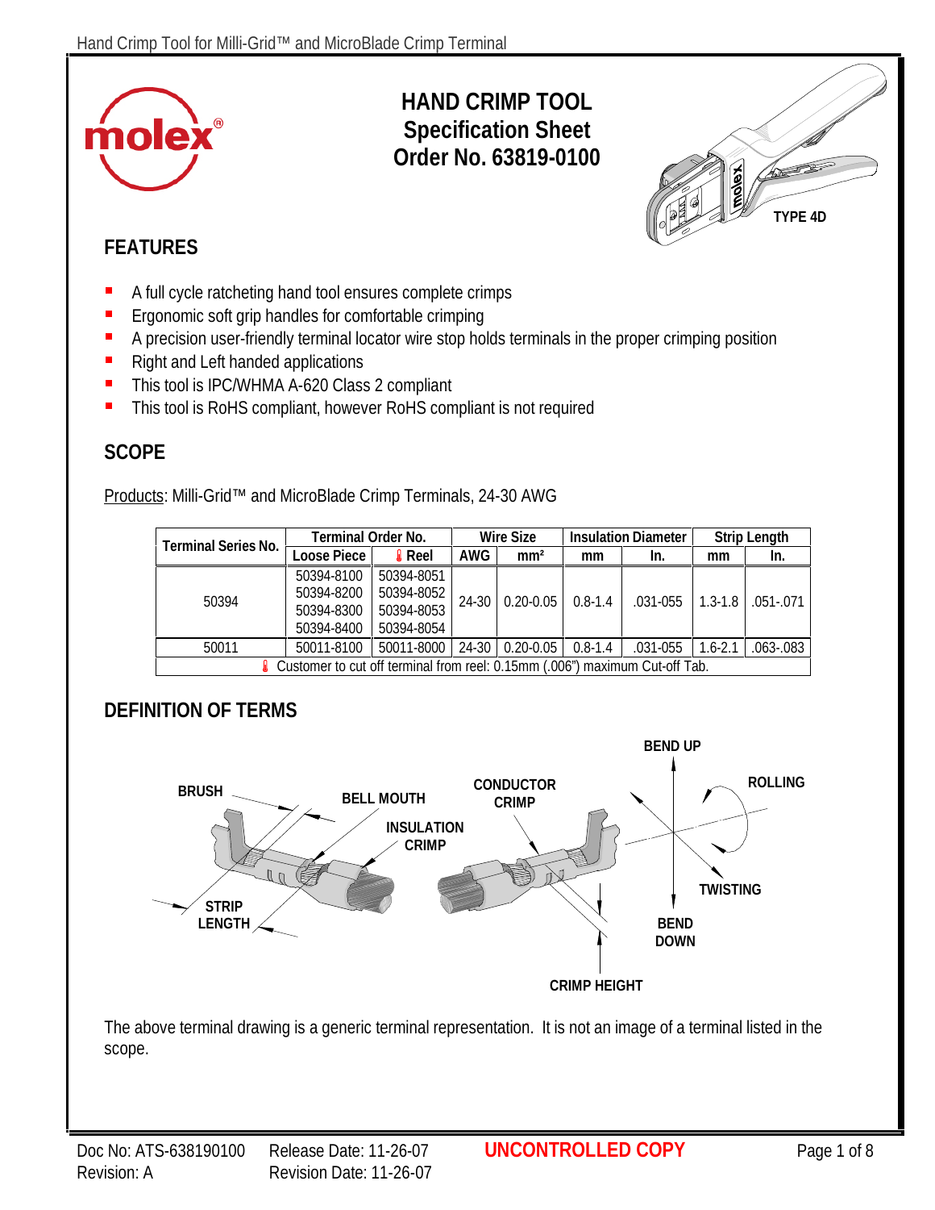# HAND CRIMP TOOL
# Specification Sheet
# Order No. 63819-0100

TYPE 4D

## FEATURES

- A full cycle ratcheting hand tool ensures complete crimps
- Ergonomic soft grip handles for comfortable crimping
- A precision user-friendly terminal locator wire stop holds terminals in the proper crimping position
- Right and Left handed applications
- This tool is IPC/WHMA A-620 Class 2 compliant
- This tool is RoHS compliant, however RoHS compliant is not required

## SCOPE

Products: Milli-Grid™ and MicroBlade Crimp Terminals, 24-30 AWG

| Terminal Series No. | Terminal Order No. | | Wire Size | | Insulation Diameter | | Strip Length | |
|---|---|---|---|---|---|---|---|---|
| | Loose Piece | Reel | AWG | mm² | mm | In. | mm | In. |
| 50394 | 50394-8100<br>50394-8200<br>50394-8300<br>50394-8400 | 50394-8051<br>50394-8052<br>50394-8053<br>50394-8054 | 24-30 | 0.20-0.05 | 0.8-1.4 | .031-055 | 1.3-1.8 | .051-.071 |
| 50011 | 50011-8100 | 50011-8000 | 24-30 | 0.20-0.05 | 0.8-1.4 | .031-055 | 1.6-2.1 | .063-.083 |
| Customer to cut off terminal from reel: 0.15mm (.006") maximum Cut-off Tab. | | | | | | | | |

## DEFINITION OF TERMS

BRUSH
BELL MOUTH
INSULATION CRIMP
CONDUCTOR CRIMP
BEND UP
ROLLING
TWISTING
BEND DOWN
STRIP LENGTH
CRIMP HEIGHT

The above terminal drawing is a generic terminal representation. It is not an image of a terminal listed in the scope.

Doc No: ATS-638190100 Release Date: 11-26-07 **UNCONTROLLED COPY**
Revision: A Revision Date: 11-26-07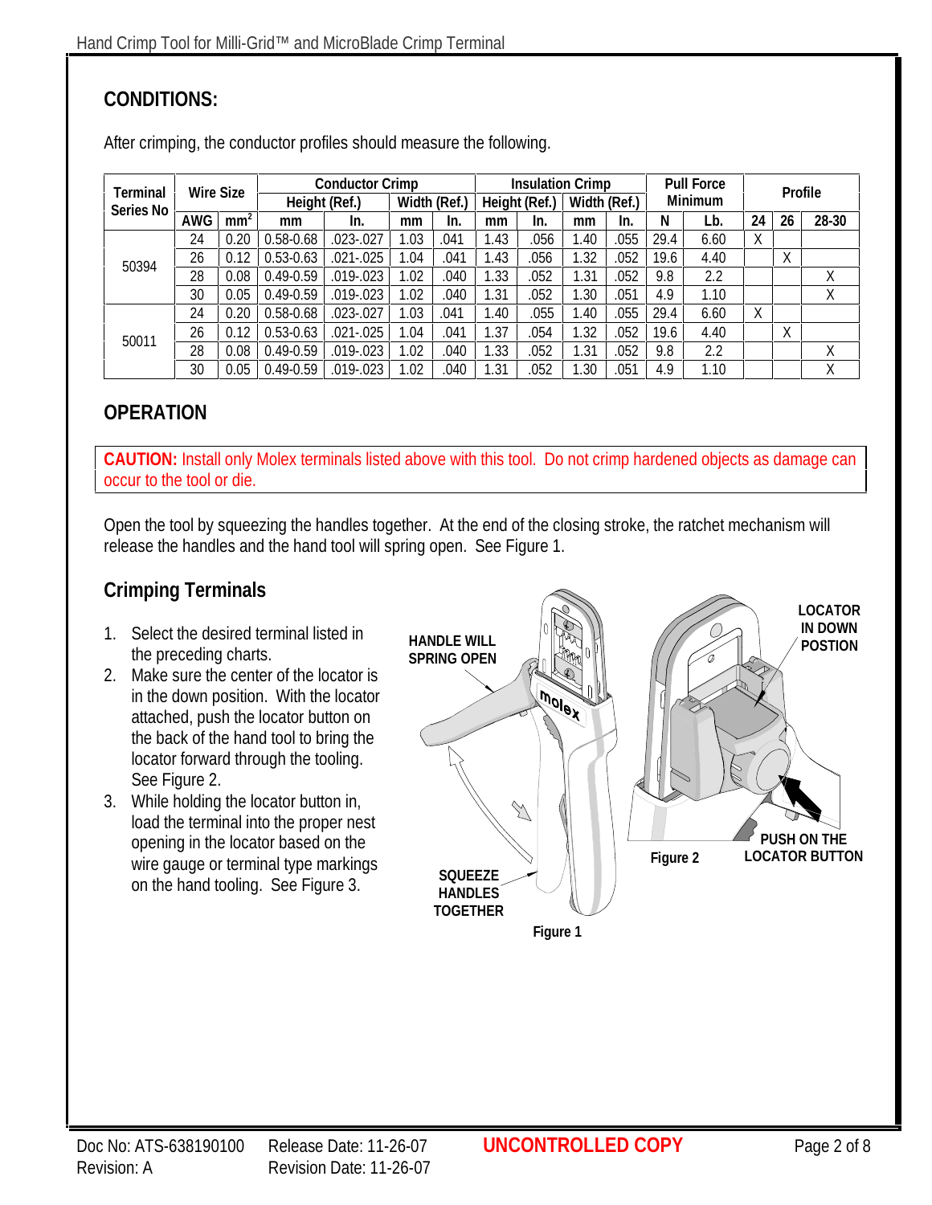## CONDITIONS:

After crimping, the conductor profiles should measure the following.

| Terminal Series No | Wire Size | | Conductor Crimp | | | | Insulation Crimp | | | | Pull Force Minimum | | Profile | | |
|---|---|---|---|---|---|---|---|---|---|---|---|---|---|---|---|
| | | | Height (Ref.) | | Width (Ref.) | | Height (Ref.) | | Width (Ref.) | | | | | | |
| | AWG | mm$^2$ | mm | In. | mm | In. | mm | In. | mm | In. | N | Lb. | 24 | 26 | 28-30 |
| 50394 | 24 | 0.20 | 0.58-0.68 | .023-.027 | 1.03 | .041 | 1.43 | .056 | 1.40 | .055 | 29.4 | 6.60 | X | | |
| | 26 | 0.12 | 0.53-0.63 | .021-.025 | 1.04 | .041 | 1.43 | .056 | 1.32 | .052 | 19.6 | 4.40 | | X | |
| | 28 | 0.08 | 0.49-0.59 | .019-.023 | 1.02 | .040 | 1.33 | .052 | 1.31 | .052 | 9.8 | 2.2 | | | X |
| | 30 | 0.05 | 0.49-0.59 | .019-.023 | 1.02 | .040 | 1.31 | .052 | 1.30 | .051 | 4.9 | 1.10 | | | X |
| 50011 | 24 | 0.20 | 0.58-0.68 | .023-.027 | 1.03 | .041 | 1.40 | .055 | 1.40 | .055 | 29.4 | 6.60 | X | | |
| | 26 | 0.12 | 0.53-0.63 | .021-.025 | 1.04 | .041 | 1.37 | .054 | 1.32 | .052 | 19.6 | 4.40 | | X | |
| | 28 | 0.08 | 0.49-0.59 | .019-.023 | 1.02 | .040 | 1.33 | .052 | 1.31 | .052 | 9.8 | 2.2 | | | X |
| | 30 | 0.05 | 0.49-0.59 | .019-.023 | 1.02 | .040 | 1.31 | .052 | 1.30 | .051 | 4.9 | 1.10 | | | X |

## OPERATION

**CAUTION:** Install only Molex terminals listed above with this tool. Do not crimp hardened objects as damage can occur to the tool or die.

Open the tool by squeezing the handles together. At the end of the closing stroke, the ratchet mechanism will release the handles and the hand tool will spring open. See Figure 1.

### Crimping Terminals

1. Select the desired terminal listed in the preceding charts.
2. Make sure the center of the locator is in the down position. With the locator attached, push the locator button on the back of the hand tool to bring the locator forward through the tooling. See Figure 2.
3. While holding the locator button in, load the terminal into the proper nest opening in the locator based on the wire gauge or terminal type markings on the hand tooling. See Figure 3.

HANDLE WILL SPRING OPEN

SQUEEZE HANDLES TOGETHER

Figure 1

LOCATOR IN DOWN POSTION

PUSH ON THE LOCATOR BUTTON

Figure 2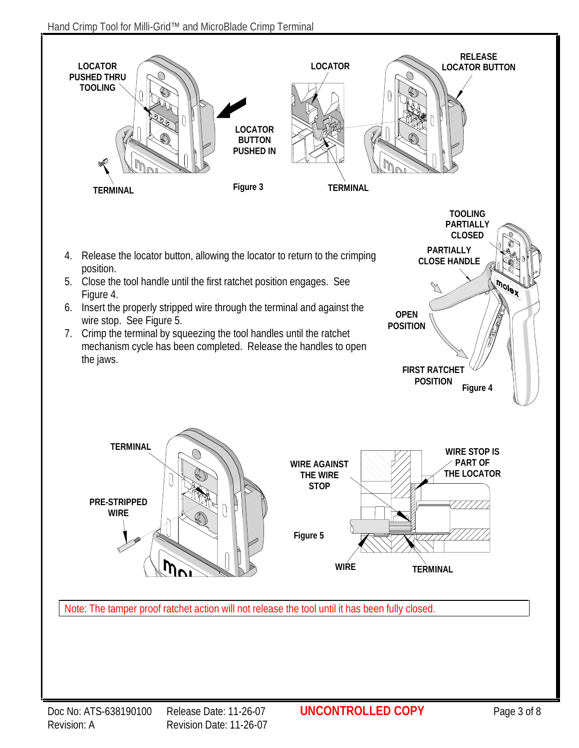LOCATOR PUSHED THRU TOOLING

LOCATOR BUTTON PUSHED IN

TERMINAL

Figure 3

LOCATOR

TERMINAL

RELEASE LOCATOR BUTTON

4. Release the locator button, allowing the locator to return to the crimping position.
5. Close the tool handle until the first ratchet position engages. See Figure 4.
6. Insert the properly stripped wire through the terminal and against the wire stop. See Figure 5.
7. Crimp the terminal by squeezing the tool handles until the ratchet mechanism cycle has been completed. Release the handles to open the jaws.

TOOLING PARTIALLY CLOSED

PARTIALLY CLOSE HANDLE

OPEN POSITION

FIRST RATCHET POSITION

Figure 4

TERMINAL

PRE-STRIPPED WIRE

WIRE AGAINST THE WIRE STOP

WIRE STOP IS PART OF THE LOCATOR

Figure 5

WIRE

TERMINAL

Note: The tamper proof ratchet action will not release the tool until it has been fully closed.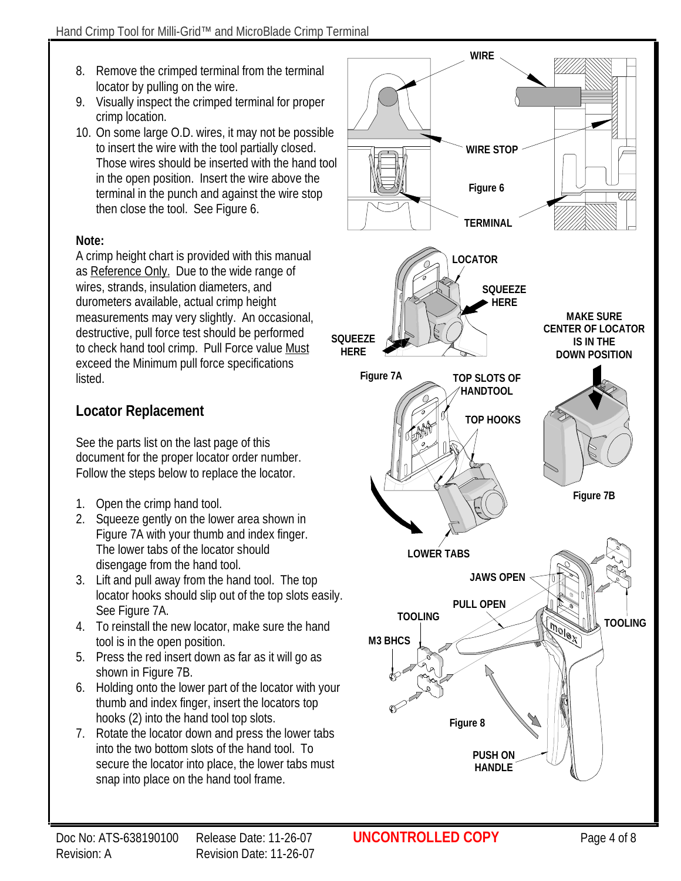8. Remove the crimped terminal from the terminal locator by pulling on the wire.
9. Visually inspect the crimped terminal for proper crimp location.
10. On some large O.D. wires, it may not be possible to insert the wire with the tool partially closed. Those wires should be inserted with the hand tool in the open position. Insert the wire above the terminal in the punch and against the wire stop then close the tool. See Figure 6.

**Note:**
A crimp height chart is provided with this manual as Reference Only. Due to the wide range of wires, strands, insulation diameters, and durometers available, actual crimp height measurements may very slightly. An occasional, destructive, pull force test should be performed to check hand tool crimp. Pull Force value Must exceed the Minimum pull force specifications listed.

## Locator Replacement

See the parts list on the last page of this document for the proper locator order number. Follow the steps below to replace the locator.

1. Open the crimp hand tool.
2. Squeeze gently on the lower area shown in Figure 7A with your thumb and index finger. The lower tabs of the locator should disengage from the hand tool.
3. Lift and pull away from the hand tool. The top locator hooks should slip out of the top slots easily. See Figure 7A.
4. To reinstall the new locator, make sure the hand tool is in the open position.
5. Press the red insert down as far as it will go as shown in Figure 7B.
6. Holding onto the lower part of the locator with your thumb and index finger, insert the locators top hooks (2) into the hand tool top slots.
7. Rotate the locator down and press the lower tabs into the two bottom slots of the hand tool. To secure the locator into place, the lower tabs must snap into place on the hand tool frame.

WIRE
WIRE STOP
TERMINAL

Figure 6

LOCATOR
SQUEEZE HERE
SQUEEZE HERE

Figure 7A

TOP SLOTS OF HANDTOOL
TOP HOOKS
LOWER TABS

MAKE SURE CENTER OF LOCATOR IS IN THE DOWN POSITION

Figure 7B

JAWS OPEN
PULL OPEN
TOOLING
M3 BHCS
TOOLING
PUSH ON HANDLE

Figure 8

Doc No: ATS-638190100 Release Date: 11-26-07 **UNCONTROLLED COPY**
Revision: A Revision Date: 11-26-07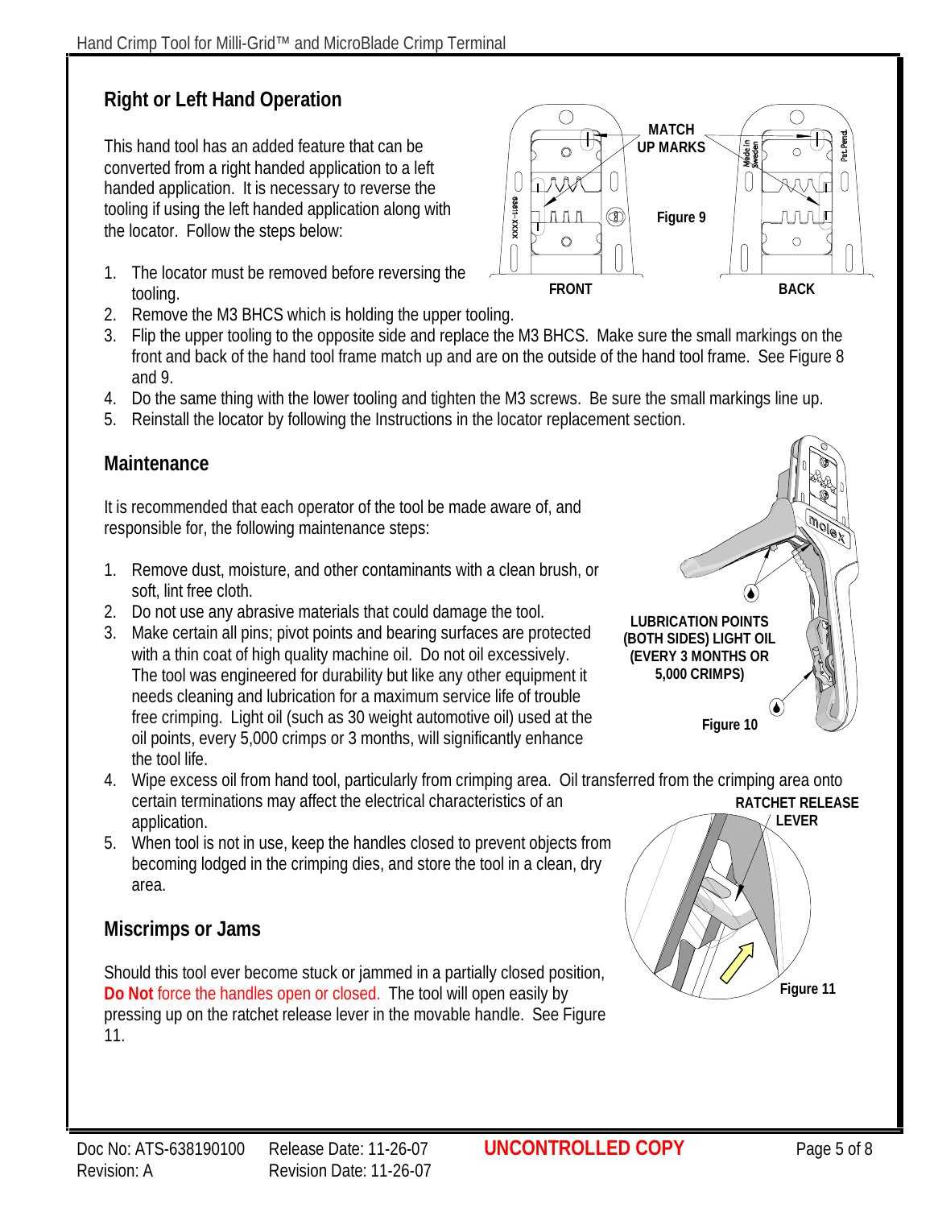## Right or Left Hand Operation

This hand tool has an added feature that can be converted from a right handed application to a left handed application. It is necessary to reverse the tooling if using the left handed application along with the locator. Follow the steps below:

MATCH UP MARKS

Figure 9

FRONT

BACK

1. The locator must be removed before reversing the tooling.
2. Remove the M3 BHCS which is holding the upper tooling.
3. Flip the upper tooling to the opposite side and replace the M3 BHCS. Make sure the small markings on the front and back of the hand tool frame match up and are on the outside of the hand tool frame. See Figure 8 and 9.
4. Do the same thing with the lower tooling and tighten the M3 screws. Be sure the small markings line up.
5. Reinstall the locator by following the Instructions in the locator replacement section.

## Maintenance

It is recommended that each operator of the tool be made aware of, and responsible for, the following maintenance steps:

1. Remove dust, moisture, and other contaminants with a clean brush, or soft, lint free cloth.
2. Do not use any abrasive materials that could damage the tool.
3. Make certain all pins; pivot points and bearing surfaces are protected with a thin coat of high quality machine oil. Do not oil excessively. The tool was engineered for durability but like any other equipment it needs cleaning and lubrication for a maximum service life of trouble free crimping. Light oil (such as 30 weight automotive oil) used at the oil points, every 5,000 crimps or 3 months, will significantly enhance the tool life.
4. Wipe excess oil from hand tool, particularly from crimping area. Oil transferred from the crimping area onto certain terminations may affect the electrical characteristics of an application.
5. When tool is not in use, keep the handles closed to prevent objects from becoming lodged in the crimping dies, and store the tool in a clean, dry area.

LUBRICATION POINTS (BOTH SIDES) LIGHT OIL (EVERY 3 MONTHS OR 5,000 CRIMPS)

Figure 10

## Miscrimps or Jams

Should this tool ever become stuck or jammed in a partially closed position, **Do Not** force the handles open or closed. The tool will open easily by pressing up on the ratchet release lever in the movable handle. See Figure 11.

RATCHET RELEASE LEVER

Figure 11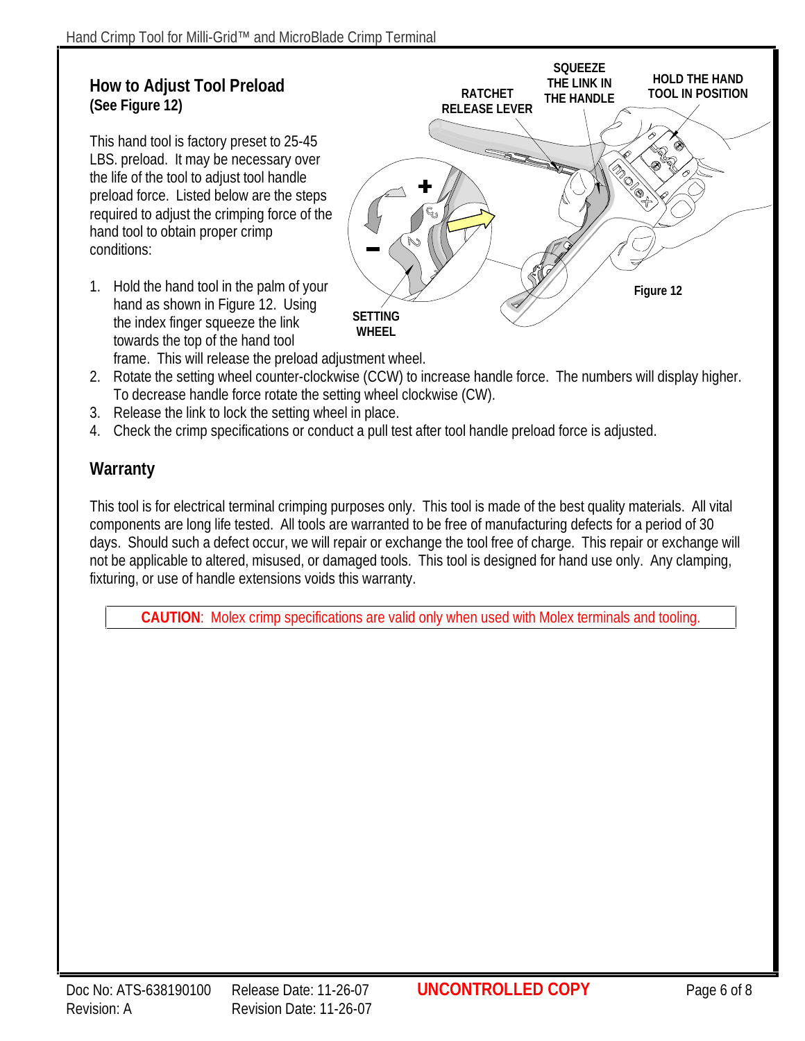## How to Adjust Tool Preload
**(See Figure 12)**

This hand tool is factory preset to 25-45 LBS. preload. It may be necessary over the life of the tool to adjust tool handle preload force. Listed below are the steps required to adjust the crimping force of the hand tool to obtain proper crimp conditions:

RATCHET RELEASE LEVER

SQUEEZE THE LINK IN THE HANDLE

HOLD THE HAND TOOL IN POSITION

SETTING WHEEL

Figure 12

1. Hold the hand tool in the palm of your hand as shown in Figure 12. Using the index finger squeeze the link towards the top of the hand tool frame. This will release the preload adjustment wheel.
2. Rotate the setting wheel counter-clockwise (CCW) to increase handle force. The numbers will display higher. To decrease handle force rotate the setting wheel clockwise (CW).
3. Release the link to lock the setting wheel in place.
4. Check the crimp specifications or conduct a pull test after tool handle preload force is adjusted.

## Warranty

This tool is for electrical terminal crimping purposes only. This tool is made of the best quality materials. All vital components are long life tested. All tools are warranted to be free of manufacturing defects for a period of 30 days. Should such a defect occur, we will repair or exchange the tool free of charge. This repair or exchange will not be applicable to altered, misused, or damaged tools. This tool is designed for hand use only. Any clamping, fixturing, or use of handle extensions voids this warranty.

**CAUTION**: Molex crimp specifications are valid only when used with Molex terminals and tooling.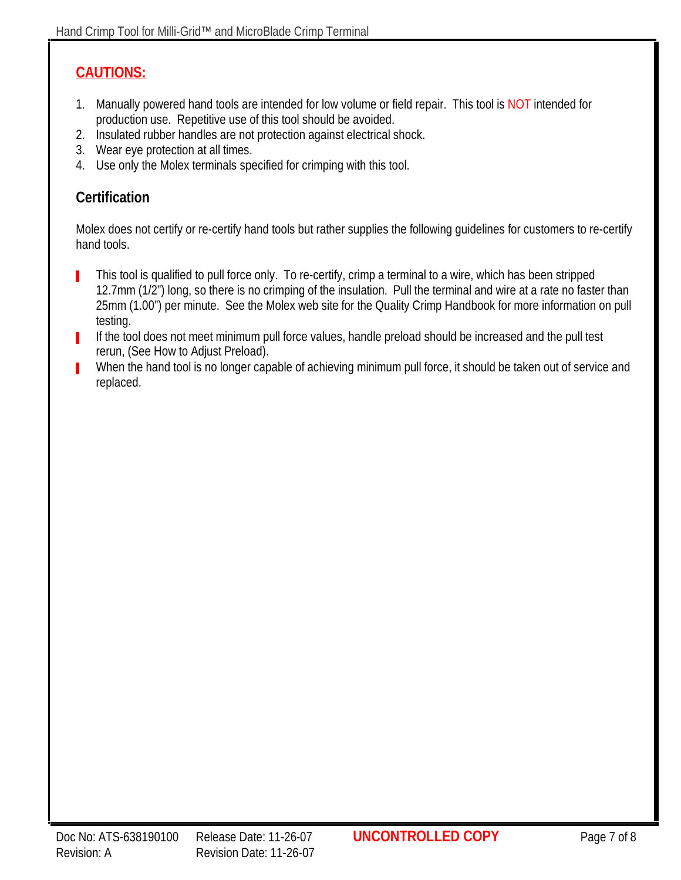## CAUTIONS:

1. Manually powered hand tools are intended for low volume or field repair. This tool is NOT intended for production use. Repetitive use of this tool should be avoided.
2. Insulated rubber handles are not protection against electrical shock.
3. Wear eye protection at all times.
4. Use only the Molex terminals specified for crimping with this tool.

## Certification

Molex does not certify or re-certify hand tools but rather supplies the following guidelines for customers to re-certify hand tools.

- This tool is qualified to pull force only. To re-certify, crimp a terminal to a wire, which has been stripped 12.7mm (1/2") long, so there is no crimping of the insulation. Pull the terminal and wire at a rate no faster than 25mm (1.00") per minute. See the Molex web site for the Quality Crimp Handbook for more information on pull testing.
- If the tool does not meet minimum pull force values, handle preload should be increased and the pull test rerun, (See How to Adjust Preload).
- When the hand tool is no longer capable of achieving minimum pull force, it should be taken out of service and replaced.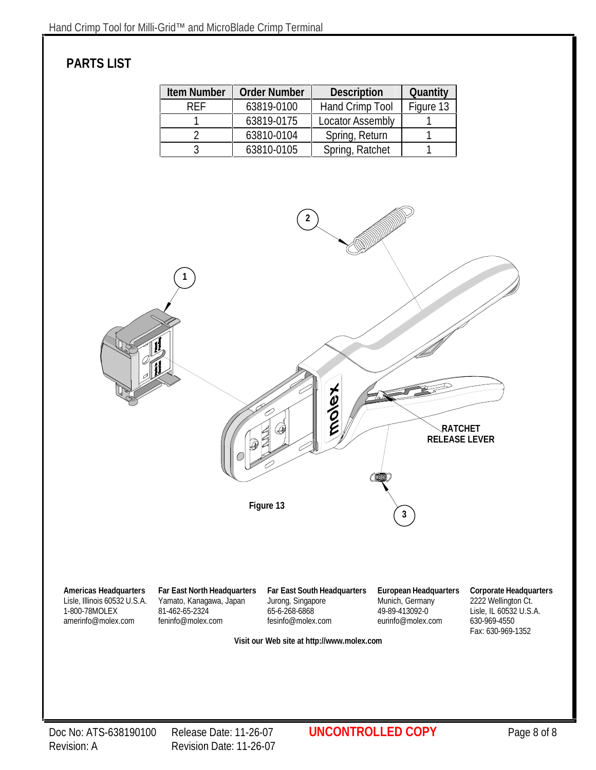## PARTS LIST

| Item Number | Order Number | Description | Quantity |
|---|---|---|---|
| REF | 63819-0100 | Hand Crimp Tool | Figure 13 |
| 1 | 63819-0175 | Locator Assembly | 1 |
| 2 | 63810-0104 | Spring, Return | 1 |
| 3 | 63810-0105 | Spring, Ratchet | 1 |

2

1

RATCHET RELEASE LEVER

3

Figure 13

**Americas Headquarters**
Lisle, Illinois 60532 U.S.A.
1-800-78MOLEX
amerinfo@molex.com

**Far East North Headquarters**
Yamato, Kanagawa, Japan
81-462-65-2324
feninfo@molex.com

**Far East South Headquarters**
Jurong, Singapore
65-6-268-6868
fesinfo@molex.com

**European Headquarters**
Munich, Germany
49-89-413092-0
eurinfo@molex.com

**Corporate Headquarters**
2222 Wellington Ct.
Lisle, IL 60532 U.S.A.
630-969-4550
Fax: 630-969-1352

**Visit our Web site at http://www.molex.com**

Doc No: ATS-638190100 Release Date: 11-26-07 **UNCONTROLLED COPY**
Revision: A Revision Date: 11-26-07